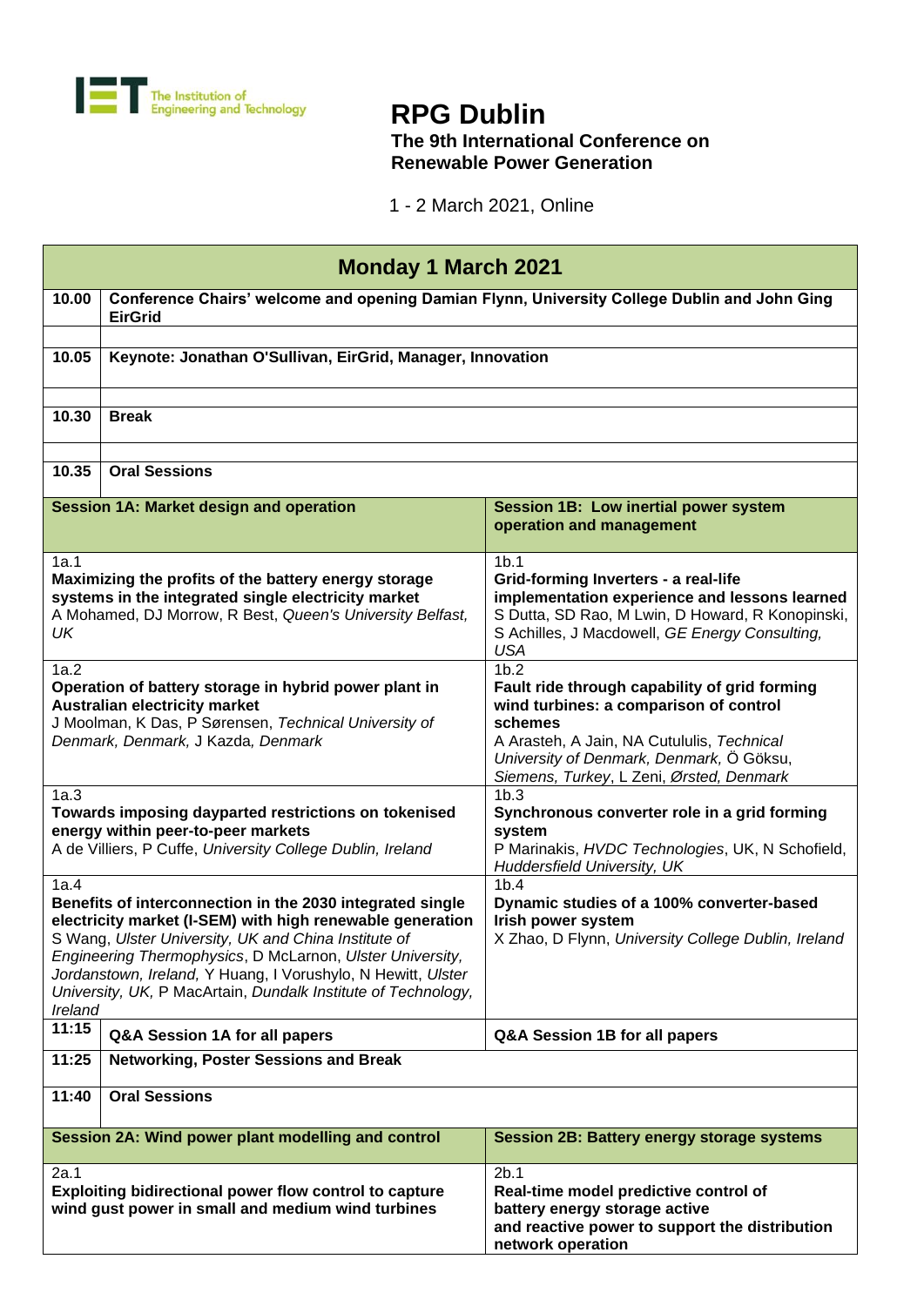The Institution of Engineering and Technology

# RPG Dublin

**The 9th International Conference on Renewable Power Generation**

1 - 2 March 2021, Online

## Monday 1 March 2021

| | |
|---|---|
| **10.00** | **Conference Chairs' welcome and opening Damian Flynn, University College Dublin and John Ging EirGrid** |
| **10.05** | **Keynote: Jonathan O'Sullivan, EirGrid, Manager, Innovation** |
| **10.30** | **Break** |
| **10.35** | **Oral Sessions** |

| **Session 1A: Market design and operation** | **Session 1B: Low inertial power system operation and management** |
|---|---|
| 1a.1<br>**Maximizing the profits of the battery energy storage systems in the integrated single electricity market**<br>A Mohamed, DJ Morrow, R Best, *Queen's University Belfast, UK* | 1b.1<br>**Grid-forming Inverters - a real-life implementation experience and lessons learned**<br>S Dutta, SD Rao, M Lwin, D Howard, R Konopinski, S Achilles, J Macdowell, *GE Energy Consulting, USA* |
| 1a.2<br>**Operation of battery storage in hybrid power plant in Australian electricity market**<br>J Moolman, K Das, P Sørensen, *Technical University of Denmark, Denmark,* J Kazda, *Denmark* | 1b.2<br>**Fault ride through capability of grid forming wind turbines: a comparison of control schemes**<br>A Arasteh, A Jain, NA Cutululis, *Technical University of Denmark, Denmark,* Ö Göksu, *Siemens, Turkey*, L Zeni, *Ørsted, Denmark* |
| 1a.3<br>**Towards imposing dayparted restrictions on tokenised energy within peer-to-peer markets**<br>A de Villiers, P Cuffe, *University College Dublin, Ireland* | 1b.3<br>**Synchronous converter role in a grid forming system**<br>P Marinakis, *HVDC Technologies*, UK, N Schofield, *Huddersfield University, UK* |
| 1a.4<br>**Benefits of interconnection in the 2030 integrated single electricity market (I-SEM) with high renewable generation**<br>S Wang, *Ulster University, UK and China Institute of Engineering Thermophysics*, D McLarnon, *Ulster University, Jordanstown, Ireland,* Y Huang, I Vorushylo, N Hewitt, *Ulster University, UK,* P MacArtain, *Dundalk Institute of Technology, Ireland* | 1b.4<br>**Dynamic studies of a 100% converter-based Irish power system**<br>X Zhao, D Flynn, *University College Dublin, Ireland* |
| **11:15** **Q&A Session 1A for all papers** | **Q&A Session 1B for all papers** |

| | |
|---|---|
| **11:25** | **Networking, Poster Sessions and Break** |
| **11:40** | **Oral Sessions** |

| **Session 2A: Wind power plant modelling and control** | **Session 2B: Battery energy storage systems** |
|---|---|
| 2a.1<br>**Exploiting bidirectional power flow control to capture wind gust power in small and medium wind turbines** | 2b.1<br>**Real-time model predictive control of battery energy storage active and reactive power to support the distribution network operation** |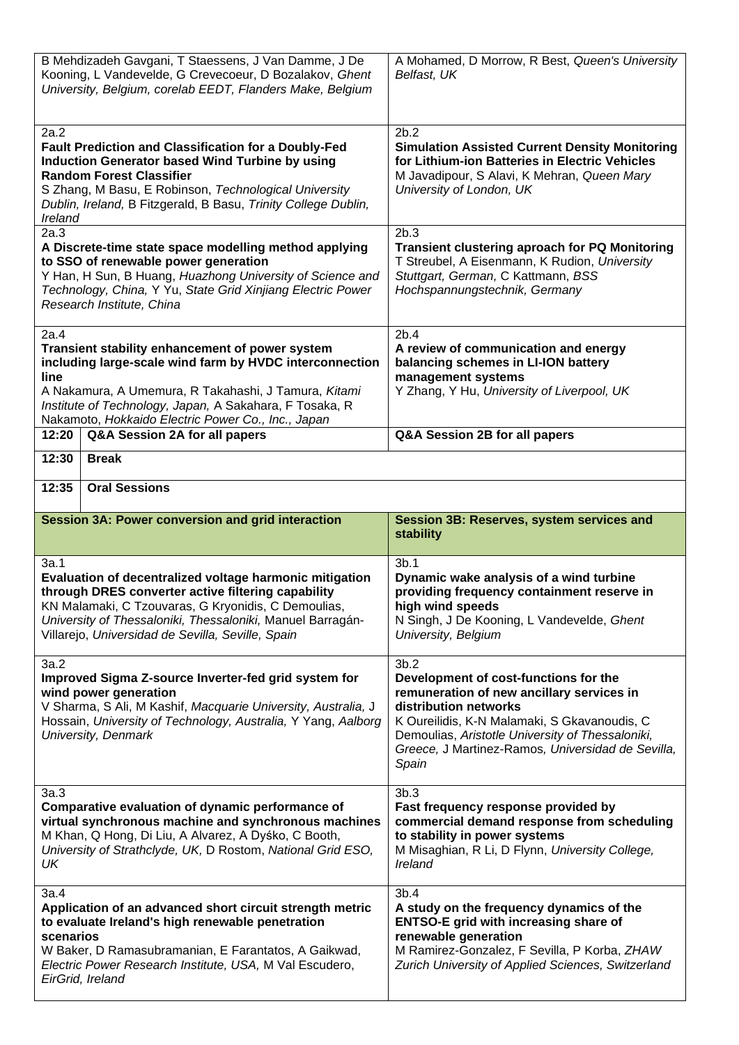| | Session A | Session B |
|---|---|---|
| | B Mehdizadeh Gavgani, T Staessens, J Van Damme, J De Kooning, L Vandevelde, G Crevecoeur, D Bozalakov, *Ghent University, Belgium, corelab EEDT, Flanders Make, Belgium* | A Mohamed, D Morrow, R Best, *Queen's University Belfast, UK* |
| | 2a.2<br>**Fault Prediction and Classification for a Doubly-Fed Induction Generator based Wind Turbine by using Random Forest Classifier**<br>S Zhang, M Basu, E Robinson, *Technological University Dublin, Ireland,* B Fitzgerald, B Basu, *Trinity College Dublin, Ireland* | 2b.2<br>**Simulation Assisted Current Density Monitoring for Lithium-ion Batteries in Electric Vehicles**<br>M Javadipour, S Alavi, K Mehran, *Queen Mary University of London, UK* |
| | 2a.3<br>**A Discrete-time state space modelling method applying to SSO of renewable power generation**<br>Y Han, H Sun, B Huang, *Huazhong University of Science and Technology, China,* Y Yu, *State Grid Xinjiang Electric Power Research Institute, China* | 2b.3<br>**Transient clustering aproach for PQ Monitoring**<br>T Streubel, A Eisenmann, K Rudion, *University Stuttgart, German,* C Kattmann, *BSS Hochspannungstechnik, Germany* |
| | 2a.4<br>**Transient stability enhancement of power system including large-scale wind farm by HVDC interconnection line**<br>A Nakamura, A Umemura, R Takahashi, J Tamura, *Kitami Institute of Technology, Japan,* A Sakahara, F Tosaka, R Nakamoto, *Hokkaido Electric Power Co., Inc., Japan* | 2b.4<br>**A review of communication and energy balancing schemes in LI-ION battery management systems**<br>Y Zhang, Y Hu, *University of Liverpool, UK* |
| **12:20** | **Q&A Session 2A for all papers** | **Q&A Session 2B for all papers** |
| **12:30** | **Break** | |
| **12:35** | **Oral Sessions** | |
| | **Session 3A: Power conversion and grid interaction** | **Session 3B: Reserves, system services and stability** |
| | 3a.1<br>**Evaluation of decentralized voltage harmonic mitigation through DRES converter active filtering capability**<br>KN Malamaki, C Tzouvaras, G Kryonidis, C Demoulias, *University of Thessaloniki, Thessaloniki,* Manuel Barragán-Villarejo, *Universidad de Sevilla, Seville, Spain* | 3b.1<br>**Dynamic wake analysis of a wind turbine providing frequency containment reserve in high wind speeds**<br>N Singh, J De Kooning, L Vandevelde, *Ghent University, Belgium* |
| | 3a.2<br>**Improved Sigma Z-source Inverter-fed grid system for wind power generation**<br>V Sharma, S Ali, M Kashif, *Macquarie University, Australia,* J Hossain, *University of Technology, Australia,* Y Yang, *Aalborg University, Denmark* | 3b.2<br>**Development of cost-functions for the remuneration of new ancillary services in distribution networks**<br>K Oureilidis, K-N Malamaki, S Gkavanoudis, C Demoulias, *Aristotle University of Thessaloniki, Greece,* J Martinez-Ramos, *Universidad de Sevilla, Spain* |
| | 3a.3<br>**Comparative evaluation of dynamic performance of virtual synchronous machine and synchronous machines**<br>M Khan, Q Hong, Di Liu, A Alvarez, A Dyśko, C Booth, *University of Strathclyde, UK,* D Rostom, *National Grid ESO, UK* | 3b.3<br>**Fast frequency response provided by commercial demand response from scheduling to stability in power systems**<br>M Misaghian, R Li, D Flynn, *University College, Ireland* |
| | 3a.4<br>**Application of an advanced short circuit strength metric to evaluate Ireland's high renewable penetration scenarios**<br>W Baker, D Ramasubramanian, E Farantatos, A Gaikwad, *Electric Power Research Institute, USA,* M Val Escudero, *EirGrid, Ireland* | 3b.4<br>**A study on the frequency dynamics of the ENTSO-E grid with increasing share of renewable generation**<br>M Ramirez-Gonzalez, F Sevilla, P Korba, *ZHAW Zurich University of Applied Sciences, Switzerland* |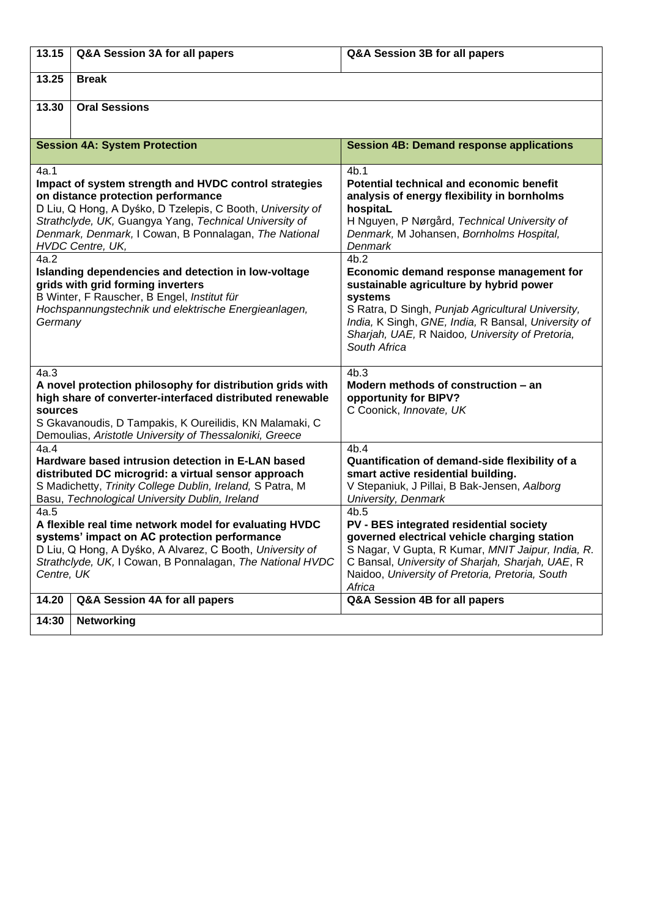| | | |
|---|---|---|
| **13.15** | **Q&A Session 3A for all papers** | **Q&A Session 3B for all papers** |
| **13.25** | **Break** | |
| **13.30** | **Oral Sessions** | |
| | **Session 4A: System Protection** | **Session 4B: Demand response applications** |
| 4a.1 | **Impact of system strength and HVDC control strategies on distance protection performance**<br>D Liu, Q Hong, A Dyśko, D Tzelepis, C Booth, *University of Strathclyde, UK,* Guangya Yang, *Technical University of Denmark, Denmark,* I Cowan, B Ponnalagan, *The National HVDC Centre, UK,* | 4b.1<br>**Potential technical and economic benefit analysis of energy flexibility in bornholms hospitaL**<br>H Nguyen, P Nørgård, *Technical University of Denmark,* M Johansen, *Bornholms Hospital, Denmark* |
| 4a.2 | **Islanding dependencies and detection in low-voltage grids with grid forming inverters**<br>B Winter, F Rauscher, B Engel, *Institut für Hochspannungstechnik und elektrische Energieanlagen, Germany* | 4b.2<br>**Economic demand response management for sustainable agriculture by hybrid power systems**<br>S Ratra, D Singh, *Punjab Agricultural University, India,* K Singh, *GNE, India,* R Bansal, *University of Sharjah, UAE,* R Naidoo, *University of Pretoria, South Africa* |
| 4a.3 | **A novel protection philosophy for distribution grids with high share of converter-interfaced distributed renewable sources**<br>S Gkavanoudis, D Tampakis, K Oureilidis, KN Malamaki, C Demoulias, *Aristotle University of Thessaloniki, Greece* | 4b.3<br>**Modern methods of construction – an opportunity for BIPV?**<br>C Coonick, *Innovate, UK* |
| 4a.4 | **Hardware based intrusion detection in E-LAN based distributed DC microgrid: a virtual sensor approach**<br>S Madichetty, *Trinity College Dublin, Ireland,* S Patra, M Basu, *Technological University Dublin, Ireland* | 4b.4<br>**Quantification of demand-side flexibility of a smart active residential building.**<br>V Stepaniuk, J Pillai, B Bak-Jensen, *Aalborg University, Denmark* |
| 4a.5 | **A flexible real time network model for evaluating HVDC systems' impact on AC protection performance**<br>D Liu, Q Hong, A Dyśko, A Alvarez, C Booth, *University of Strathclyde, UK,* I Cowan, B Ponnalagan, *The National HVDC Centre, UK* | 4b.5<br>**PV - BES integrated residential society governed electrical vehicle charging station**<br>S Nagar, V Gupta, R Kumar, *MNIT Jaipur, India,* R. C Bansal, *University of Sharjah, Sharjah, UAE,* R Naidoo, *University of Pretoria, Pretoria, South Africa* |
| **14.20** | **Q&A Session 4A for all papers** | **Q&A Session 4B for all papers** |
| **14:30** | **Networking** | |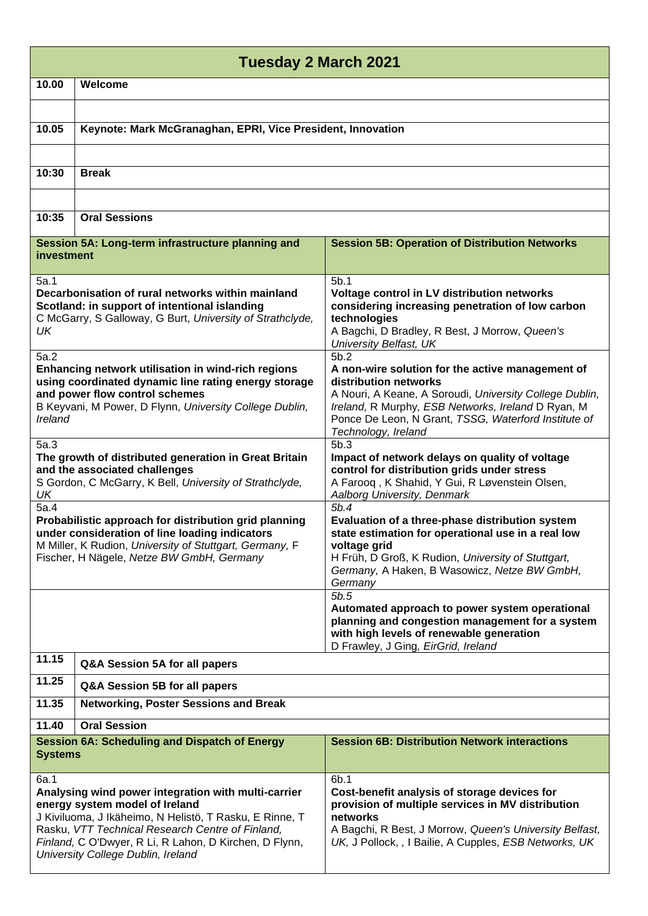# Tuesday 2 March 2021

| | |
|---|---|
| **10.00** | **Welcome** |
| | |
| **10.05** | **Keynote: Mark McGranaghan, EPRI, Vice President, Innovation** |
| | |
| **10:30** | **Break** |
| | |
| **10:35** | **Oral Sessions** |

| **Session 5A: Long-term infrastructure planning and investment** | **Session 5B: Operation of Distribution Networks** |
|---|---|
| 5a.1<br>**Decarbonisation of rural networks within mainland Scotland: in support of intentional islanding**<br>C McGarry, S Galloway, G Burt, *University of Strathclyde, UK* | 5b.1<br>**Voltage control in LV distribution networks considering increasing penetration of low carbon technologies**<br>A Bagchi, D Bradley, R Best, J Morrow, *Queen's University Belfast, UK* |
| 5a.2<br>**Enhancing network utilisation in wind-rich regions using coordinated dynamic line rating energy storage and power flow control schemes**<br>B Keyvani, M Power, D Flynn, *University College Dublin, Ireland* | 5b.2<br>**A non-wire solution for the active management of distribution networks**<br>A Nouri, A Keane, A Soroudi, *University College Dublin, Ireland,* R Murphy, *ESB Networks, Ireland* D Ryan, M Ponce De Leon, N Grant, *TSSG, Waterford Institute of Technology, Ireland* |
| 5a.3<br>**The growth of distributed generation in Great Britain and the associated challenges**<br>S Gordon, C McGarry, K Bell, *University of Strathclyde, UK* | 5b.3<br>**Impact of network delays on quality of voltage control for distribution grids under stress**<br>A Farooq , K Shahid, Y Gui, R Løvenstein Olsen, *Aalborg University, Denmark* |
| 5a.4<br>**Probabilistic approach for distribution grid planning under consideration of line loading indicators**<br>M Miller, K Rudion, *University of Stuttgart, Germany,* F Fischer, H Nägele, *Netze BW GmbH, Germany* | *5b.4*<br>**Evaluation of a three-phase distribution system state estimation for operational use in a real low voltage grid**<br>H Früh, D Groß, K Rudion, *University of Stuttgart, Germany,* A Haken, B Wasowicz, *Netze BW GmbH, Germany* |
| | *5b.5*<br>**Automated approach to power system operational planning and congestion management for a system with high levels of renewable generation**<br>D Frawley, J Ging, *EirGrid, Ireland* |

| | |
|---|---|
| **11.15** | **Q&A Session 5A for all papers** |
| **11.25** | **Q&A Session 5B for all papers** |
| **11.35** | **Networking, Poster Sessions and Break** |
| **11.40** | **Oral Session** |

| **Session 6A: Scheduling and Dispatch of Energy Systems** | **Session 6B: Distribution Network interactions** |
|---|---|
| 6a.1<br>**Analysing wind power integration with multi-carrier energy system model of Ireland**<br>J Kiviluoma, J Ikäheimo, N Helistö, T Rasku, E Rinne, T Rasku, *VTT Technical Research Centre of Finland, Finland,* C O'Dwyer, R Li, R Lahon, D Kirchen, D Flynn, *University College Dublin, Ireland* | 6b.1<br>**Cost-benefit analysis of storage devices for provision of multiple services in MV distribution networks**<br>A Bagchi, R Best, J Morrow, *Queen's University Belfast, UK,* J Pollock, , I Bailie, A Cupples, *ESB Networks, UK* |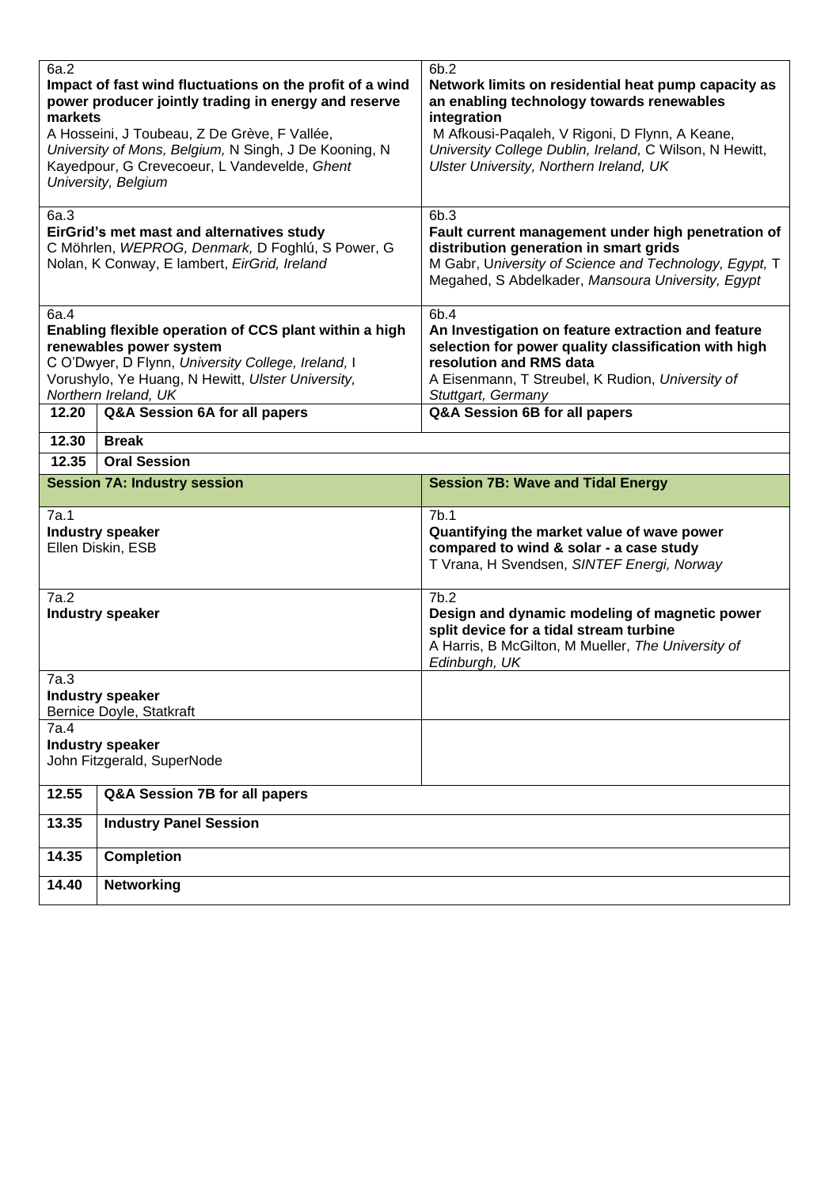| | | |
|---|---|---|
| 6a.2<br>**Impact of fast wind fluctuations on the profit of a wind power producer jointly trading in energy and reserve markets**<br>A Hosseini, J Toubeau, Z De Grève, F Vallée, *University of Mons, Belgium,* N Singh, J De Kooning, N Kayedpour, G Crevecoeur, L Vandevelde, *Ghent University, Belgium* | | 6b.2<br>**Network limits on residential heat pump capacity as an enabling technology towards renewables integration**<br>M Afkousi-Paqaleh, V Rigoni, D Flynn, A Keane, *University College Dublin, Ireland,* C Wilson, N Hewitt, *Ulster University, Northern Ireland, UK* |
| 6a.3<br>**EirGrid's met mast and alternatives study**<br>C Möhrlen, *WEPROG, Denmark,* D Foghlú, S Power, G Nolan, K Conway, E lambert, *EirGrid, Ireland* | | 6b.3<br>**Fault current management under high penetration of distribution generation in smart grids**<br>M Gabr, *University of Science and Technology, Egypt,* T Megahed, S Abdelkader, *Mansoura University, Egypt* |
| 6a.4<br>**Enabling flexible operation of CCS plant within a high renewables power system**<br>C O'Dwyer, D Flynn, *University College, Ireland,* I Vorushylo, Ye Huang, N Hewitt, *Ulster University, Northern Ireland, UK* | | 6b.4<br>**An Investigation on feature extraction and feature selection for power quality classification with high resolution and RMS data**<br>A Eisenmann, T Streubel, K Rudion, *University of Stuttgart, Germany* |
| **12.20** | **Q&A Session 6A for all papers** | **Q&A Session 6B for all papers** |
| **12.30** | **Break** | |
| **12.35** | **Oral Session** | |
| **Session 7A: Industry session** | | **Session 7B: Wave and Tidal Energy** |
| 7a.1<br>**Industry speaker**<br>Ellen Diskin, ESB | | 7b.1<br>**Quantifying the market value of wave power compared to wind & solar - a case study**<br>T Vrana, H Svendsen, *SINTEF Energi, Norway* |
| 7a.2<br>**Industry speaker** | | 7b.2<br>**Design and dynamic modeling of magnetic power split device for a tidal stream turbine**<br>A Harris, B McGilton, M Mueller, *The University of Edinburgh, UK* |
| 7a.3<br>**Industry speaker**<br>Bernice Doyle, Statkraft | | |
| 7a.4<br>**Industry speaker**<br>John Fitzgerald, SuperNode | | |
| **12.55** | **Q&A Session 7B for all papers** | |
| **13.35** | **Industry Panel Session** | |
| **14.35** | **Completion** | |
| **14.40** | **Networking** | |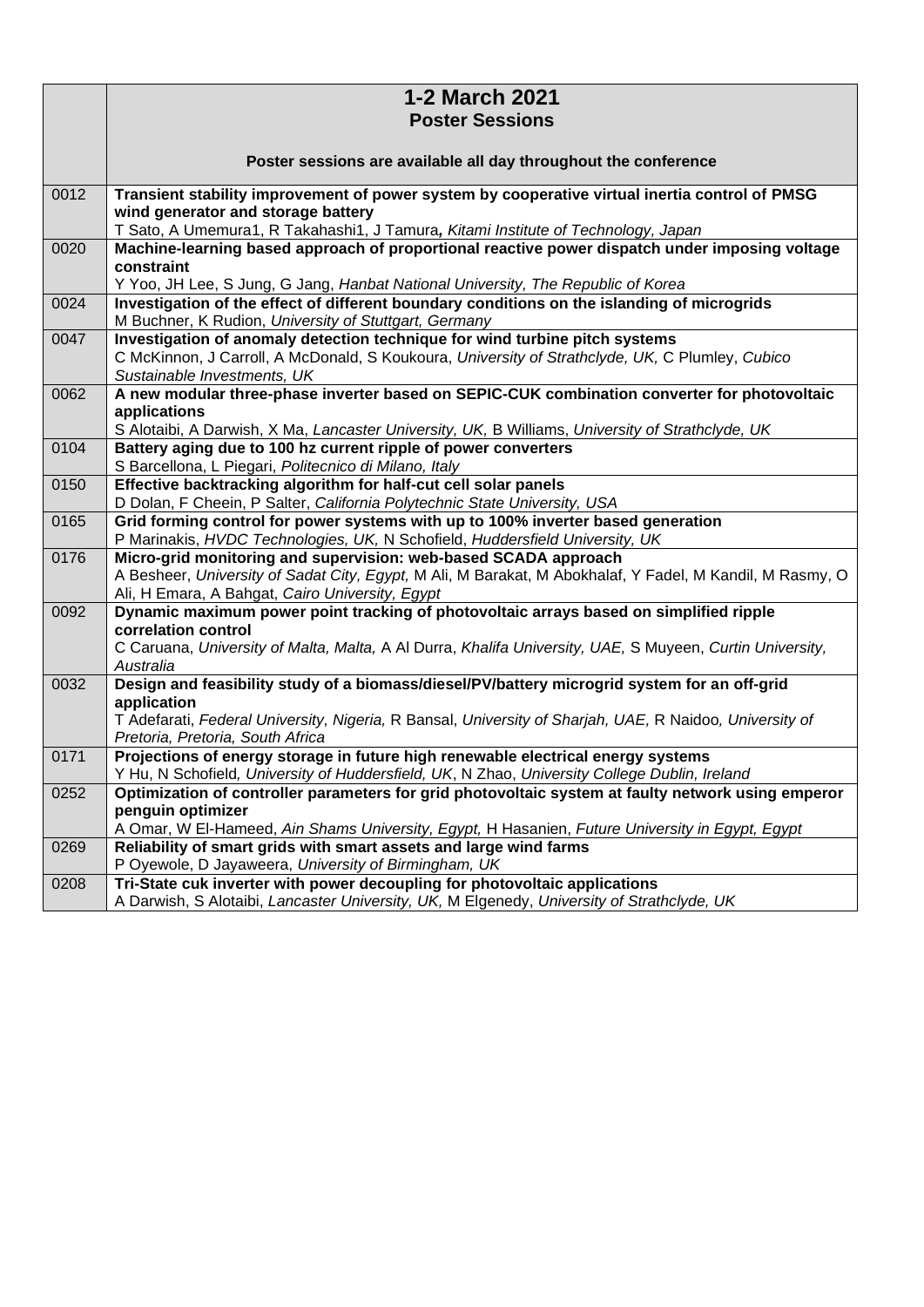| | **1-2 March 2021**<br>**Poster Sessions**<br><br>**Poster sessions are available all day throughout the conference** |
|---|---|
| 0012 | **Transient stability improvement of power system by cooperative virtual inertia control of PMSG wind generator and storage battery**<br>T Sato, A Umemura1, R Takahashi1, J Tamura, *Kitami Institute of Technology, Japan* |
| 0020 | **Machine-learning based approach of proportional reactive power dispatch under imposing voltage constraint**<br>Y Yoo, JH Lee, S Jung, G Jang, *Hanbat National University, The Republic of Korea* |
| 0024 | **Investigation of the effect of different boundary conditions on the islanding of microgrids**<br>M Buchner, K Rudion, *University of Stuttgart, Germany* |
| 0047 | **Investigation of anomaly detection technique for wind turbine pitch systems**<br>C McKinnon, J Carroll, A McDonald, S Koukoura, *University of Strathclyde, UK,* C Plumley, *Cubico Sustainable Investments, UK* |
| 0062 | **A new modular three-phase inverter based on SEPIC-CUK combination converter for photovoltaic applications**<br>S Alotaibi, A Darwish, X Ma, *Lancaster University, UK,* B Williams, *University of Strathclyde, UK* |
| 0104 | **Battery aging due to 100 hz current ripple of power converters**<br>S Barcellona, L Piegari, *Politecnico di Milano, Italy* |
| 0150 | **Effective backtracking algorithm for half-cut cell solar panels**<br>D Dolan, F Cheein, P Salter, *California Polytechnic State University, USA* |
| 0165 | **Grid forming control for power systems with up to 100% inverter based generation**<br>P Marinakis, *HVDC Technologies, UK,* N Schofield, *Huddersfield University, UK* |
| 0176 | **Micro-grid monitoring and supervision: web-based SCADA approach**<br>A Besheer, *University of Sadat City, Egypt,* M Ali, M Barakat, M Abokhalaf, Y Fadel, M Kandil, M Rasmy, O Ali, H Emara, A Bahgat, *Cairo University, Egypt* |
| 0092 | **Dynamic maximum power point tracking of photovoltaic arrays based on simplified ripple correlation control**<br>C Caruana, *University of Malta, Malta,* A Al Durra, *Khalifa University, UAE,* S Muyeen, *Curtin University, Australia* |
| 0032 | **Design and feasibility study of a biomass/diesel/PV/battery microgrid system for an off-grid application**<br>T Adefarati, *Federal University, Nigeria,* R Bansal, *University of Sharjah, UAE,* R Naidoo, *University of Pretoria, Pretoria, South Africa* |
| 0171 | **Projections of energy storage in future high renewable electrical energy systems**<br>Y Hu, N Schofield, *University of Huddersfield, UK*, N Zhao, *University College Dublin, Ireland* |
| 0252 | **Optimization of controller parameters for grid photovoltaic system at faulty network using emperor penguin optimizer**<br>A Omar, W El-Hameed, *Ain Shams University, Egypt,* H Hasanien, *Future University in Egypt, Egypt* |
| 0269 | **Reliability of smart grids with smart assets and large wind farms**<br>P Oyewole, D Jayaweera, *University of Birmingham, UK* |
| 0208 | **Tri-State cuk inverter with power decoupling for photovoltaic applications**<br>A Darwish, S Alotaibi, *Lancaster University, UK,* M Elgenedy, *University of Strathclyde, UK* |